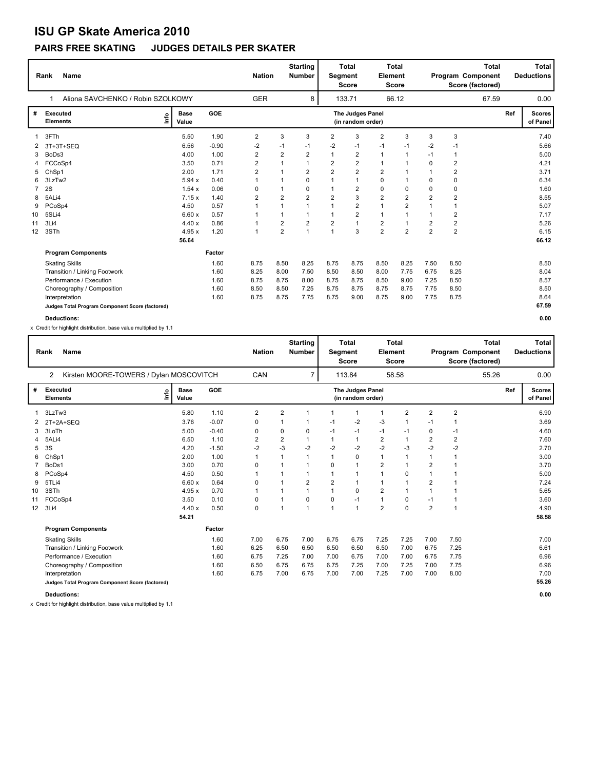# ISU GP Skate America 2010

## PAIRS FREE SKATING JUDGES DETAILS PER SKATER

| Rank | Name | Nation | Starting Number | Total Segment Score | Total Element Score | Total Program Component Score (factored) | Total Deductions |
|---|---|---|---|---|---|---|---|
| 1 | Aliona SAVCHENKO / Robin SZOLKOWY | GER | 8 | 133.71 | 66.12 | 67.59 | 0.00 |

| # | Executed Elements | Info | Base Value | GOE | J1 | J2 | J3 | J4 | J5 | J6 | J7 | J8 | J9 | Ref | Scores of Panel |
|---|---|---|---|---|---|---|---|---|---|---|---|---|---|---|---|
| 1 | 3FTh | | 5.50 | 1.90 | 2 | 3 | 3 | 2 | 3 | 2 | 3 | 3 | 3 | | 7.40 |
| 2 | 3T+3T+SEQ | | 6.56 | -0.90 | -2 | -1 | -1 | -2 | -1 | -1 | -1 | -2 | -1 | | 5.66 |
| 3 | BoDs3 | | 4.00 | 1.00 | 2 | 2 | 2 | 1 | 2 | 1 | 1 | -1 | 1 | | 5.00 |
| 4 | FCCoSp4 | | 3.50 | 0.71 | 2 | 1 | 1 | 2 | 2 | 1 | 1 | 0 | 2 | | 4.21 |
| 5 | ChSp1 | | 2.00 | 1.71 | 2 | 1 | 2 | 2 | 2 | 2 | 1 | 1 | 2 | | 3.71 |
| 6 | 3LzTw2 | | 5.94 x | 0.40 | 1 | 1 | 0 | 1 | 1 | 0 | 1 | 0 | 0 | | 6.34 |
| 7 | 2S | | 1.54 x | 0.06 | 0 | 1 | 0 | 1 | 2 | 0 | 0 | 0 | 0 | | 1.60 |
| 8 | 5ALi4 | | 7.15 x | 1.40 | 2 | 2 | 2 | 2 | 3 | 2 | 2 | 2 | 2 | | 8.55 |
| 9 | PCoSp4 | | 4.50 | 0.57 | 1 | 1 | 1 | 1 | 2 | 1 | 2 | 1 | 1 | | 5.07 |
| 10 | 5SLi4 | | 6.60 x | 0.57 | 1 | 1 | 1 | 1 | 2 | 1 | 1 | 1 | 2 | | 7.17 |
| 11 | 3Li4 | | 4.40 x | 0.86 | 1 | 2 | 2 | 2 | 1 | 2 | 1 | 2 | 2 | | 5.26 |
| 12 | 3STh | | 4.95 x | 1.20 | 1 | 2 | 1 | 1 | 3 | 2 | 2 | 2 | 2 | | 6.15 |
| | | | 56.64 | | | | | | | | | | | | 66.12 |

| Program Components | Factor | J1 | J2 | J3 | J4 | J5 | J6 | J7 | J8 | J9 | Scores of Panel |
|---|---|---|---|---|---|---|---|---|---|---|---|
| Skating Skills | 1.60 | 8.75 | 8.50 | 8.25 | 8.75 | 8.75 | 8.50 | 8.25 | 7.50 | 8.50 | 8.50 |
| Transition / Linking Footwork | 1.60 | 8.25 | 8.00 | 7.50 | 8.50 | 8.50 | 8.00 | 7.75 | 6.75 | 8.25 | 8.04 |
| Performance / Execution | 1.60 | 8.75 | 8.75 | 8.00 | 8.75 | 8.75 | 8.50 | 9.00 | 7.25 | 8.50 | 8.57 |
| Choreography / Composition | 1.60 | 8.50 | 8.50 | 7.25 | 8.75 | 8.75 | 8.75 | 8.75 | 7.75 | 8.50 | 8.50 |
| Interpretation | 1.60 | 8.75 | 8.75 | 7.75 | 8.75 | 9.00 | 8.75 | 9.00 | 7.75 | 8.75 | 8.64 |
| Judges Total Program Component Score (factored) | | | | | | | | | | | 67.59 |

**Deductions:** 0.00

x Credit for highlight distribution, base value multiplied by 1.1

| Rank | Name | Nation | Starting Number | Total Segment Score | Total Element Score | Total Program Component Score (factored) | Total Deductions |
|---|---|---|---|---|---|---|---|
| 2 | Kirsten MOORE-TOWERS / Dylan MOSCOVITCH | CAN | 7 | 113.84 | 58.58 | 55.26 | 0.00 |

| # | Executed Elements | Info | Base Value | GOE | J1 | J2 | J3 | J4 | J5 | J6 | J7 | J8 | J9 | Ref | Scores of Panel |
|---|---|---|---|---|---|---|---|---|---|---|---|---|---|---|---|
| 1 | 3LzTw3 | | 5.80 | 1.10 | 2 | 2 | 1 | 1 | 1 | 1 | 2 | 2 | 2 | | 6.90 |
| 2 | 2T+2A+SEQ | | 3.76 | -0.07 | 0 | 1 | 1 | -1 | -2 | -3 | 1 | -1 | 1 | | 3.69 |
| 3 | 3LoTh | | 5.00 | -0.40 | 0 | 0 | 0 | -1 | -1 | -1 | -1 | 0 | -1 | | 4.60 |
| 4 | 5ALi4 | | 6.50 | 1.10 | 2 | 2 | 1 | 1 | 1 | 2 | 1 | 2 | 2 | | 7.60 |
| 5 | 3S | | 4.20 | -1.50 | -2 | -3 | -2 | -2 | -2 | -2 | -3 | -2 | -2 | | 2.70 |
| 6 | ChSp1 | | 2.00 | 1.00 | 1 | 1 | 1 | 1 | 0 | 1 | 1 | 1 | 1 | | 3.00 |
| 7 | BoDs1 | | 3.00 | 0.70 | 0 | 1 | 1 | 0 | 1 | 2 | 1 | 2 | 1 | | 3.70 |
| 8 | PCoSp4 | | 4.50 | 0.50 | 1 | 1 | 1 | 1 | 1 | 1 | 0 | 1 | 1 | | 5.00 |
| 9 | 5TLi4 | | 6.60 x | 0.64 | 0 | 1 | 2 | 2 | 1 | 1 | 1 | 2 | 1 | | 7.24 |
| 10 | 3STh | | 4.95 x | 0.70 | 1 | 1 | 1 | 1 | 0 | 2 | 1 | 1 | 1 | | 5.65 |
| 11 | FCCoSp4 | | 3.50 | 0.10 | 0 | 1 | 0 | 0 | -1 | 1 | 0 | -1 | 1 | | 3.60 |
| 12 | 3Li4 | | 4.40 x | 0.50 | 0 | 1 | 1 | 1 | 1 | 2 | 0 | 2 | 1 | | 4.90 |
| | | | 54.21 | | | | | | | | | | | | 58.58 |

| Program Components | Factor | J1 | J2 | J3 | J4 | J5 | J6 | J7 | J8 | J9 | Scores of Panel |
|---|---|---|---|---|---|---|---|---|---|---|---|
| Skating Skills | 1.60 | 7.00 | 6.75 | 7.00 | 6.75 | 6.75 | 7.25 | 7.25 | 7.00 | 7.50 | 7.00 |
| Transition / Linking Footwork | 1.60 | 6.25 | 6.50 | 6.50 | 6.50 | 6.50 | 6.50 | 7.00 | 6.75 | 7.25 | 6.61 |
| Performance / Execution | 1.60 | 6.75 | 7.25 | 7.00 | 7.00 | 6.75 | 7.00 | 7.00 | 6.75 | 7.75 | 6.96 |
| Choreography / Composition | 1.60 | 6.50 | 6.75 | 6.75 | 6.75 | 7.25 | 7.00 | 7.25 | 7.00 | 7.75 | 6.96 |
| Interpretation | 1.60 | 6.75 | 7.00 | 6.75 | 7.00 | 7.00 | 7.25 | 7.00 | 7.00 | 8.00 | 7.00 |
| Judges Total Program Component Score (factored) | | | | | | | | | | | 55.26 |

**Deductions:** 0.00

x Credit for highlight distribution, base value multiplied by 1.1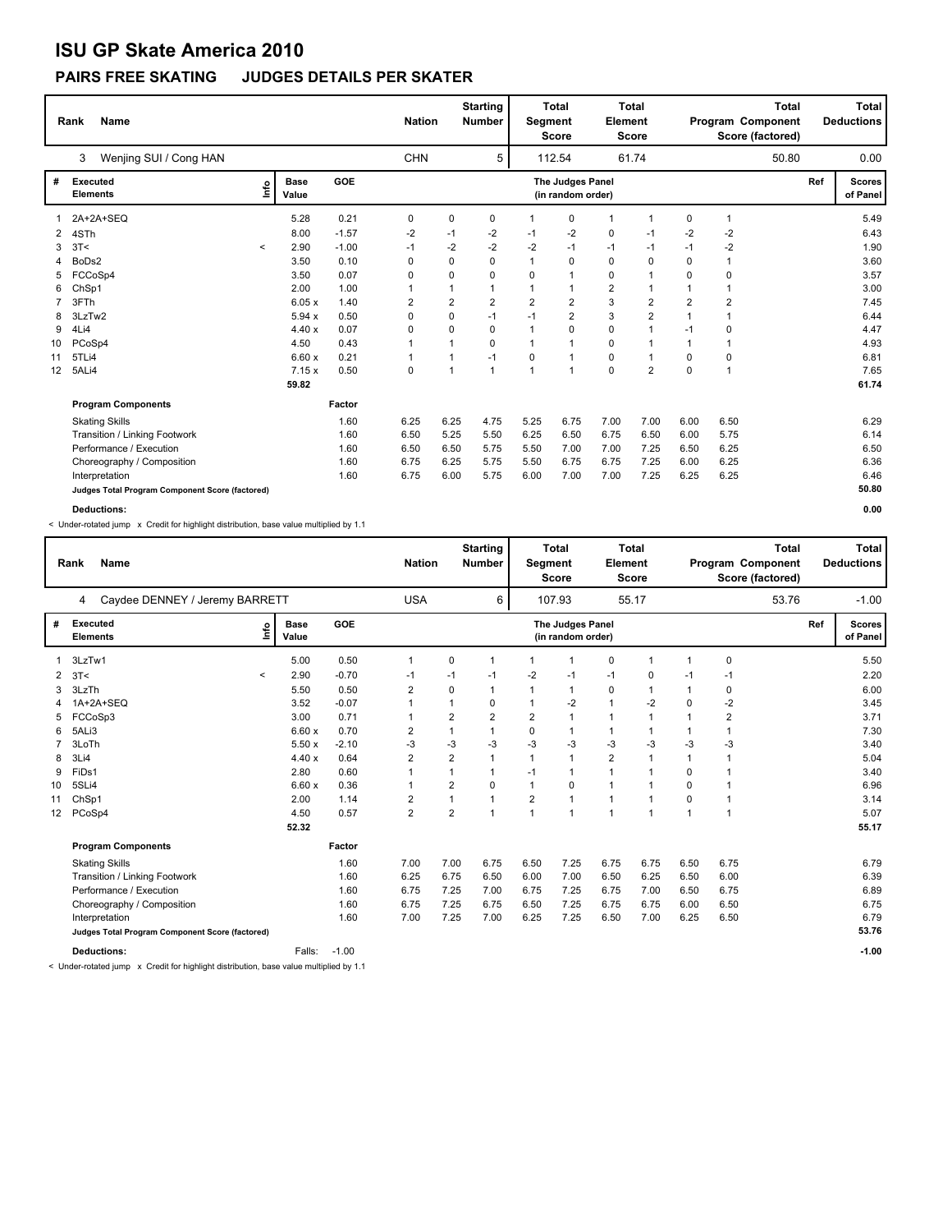# ISU GP Skate America 2010

## PAIRS FREE SKATING JUDGES DETAILS PER SKATER

| Rank | Name | Nation | Starting Number | Total Segment Score | Total Element Score | Total Program Component Score (factored) | Total Deductions |
|---|---|---|---|---|---|---|---|
| 3 | Wenjing SUI / Cong HAN | CHN | 5 | 112.54 | 61.74 | 50.80 | 0.00 |

| # | Executed Elements | Info | Base Value | GOE | | | | The Judges Panel (in random order) | | | | | | Ref | Scores of Panel |
|---|---|---|---|---|---|---|---|---|---|---|---|---|---|---|---|
| 1 | 2A+2A+SEQ | | 5.28 | 0.21 | 0 | 0 | 0 | 1 | 0 | 1 | 1 | 0 | 1 | | 5.49 |
| 2 | 4STh | | 8.00 | -1.57 | -2 | -1 | -2 | -1 | -2 | 0 | -1 | -2 | -2 | | 6.43 |
| 3 | 3T< | < | 2.90 | -1.00 | -1 | -2 | -2 | -2 | -1 | -1 | -1 | -1 | -2 | | 1.90 |
| 4 | BoDs2 | | 3.50 | 0.10 | 0 | 0 | 0 | 1 | 0 | 0 | 0 | 0 | 1 | | 3.60 |
| 5 | FCCoSp4 | | 3.50 | 0.07 | 0 | 0 | 0 | 0 | 1 | 0 | 1 | 0 | 0 | | 3.57 |
| 6 | ChSp1 | | 2.00 | 1.00 | 1 | 1 | 1 | 1 | 1 | 2 | 1 | 1 | 1 | | 3.00 |
| 7 | 3FTh | | 6.05 x | 1.40 | 2 | 2 | 2 | 2 | 2 | 3 | 2 | 2 | 2 | | 7.45 |
| 8 | 3LzTw2 | | 5.94 x | 0.50 | 0 | 0 | -1 | -1 | 2 | 3 | 2 | 1 | 1 | | 6.44 |
| 9 | 4Li4 | | 4.40 x | 0.07 | 0 | 0 | 0 | 1 | 0 | 0 | 1 | -1 | 0 | | 4.47 |
| 10 | PCoSp4 | | 4.50 | 0.43 | 1 | 1 | 0 | 1 | 1 | 0 | 1 | 1 | 1 | | 4.93 |
| 11 | 5TLi4 | | 6.60 x | 0.21 | 1 | 1 | -1 | 0 | 1 | 0 | 1 | 0 | 0 | | 6.81 |
| 12 | 5ALi4 | | 7.15 x | 0.50 | 0 | 1 | 1 | 1 | 1 | 0 | 2 | 0 | 1 | | 7.65 |
| | | | 59.82 | | | | | | | | | | | | 61.74 |
| | **Program Components** | | | Factor | | | | | | | | | | | |
| | Skating Skills | | | 1.60 | 6.25 | 6.25 | 4.75 | 5.25 | 6.75 | 7.00 | 7.00 | 6.00 | 6.50 | | 6.29 |
| | Transition / Linking Footwork | | | 1.60 | 6.50 | 5.25 | 5.50 | 6.25 | 6.50 | 6.75 | 6.50 | 6.00 | 5.75 | | 6.14 |
| | Performance / Execution | | | 1.60 | 6.50 | 6.50 | 5.75 | 5.50 | 7.00 | 7.00 | 7.25 | 6.50 | 6.25 | | 6.50 |
| | Choreography / Composition | | | 1.60 | 6.75 | 6.25 | 5.75 | 5.50 | 6.75 | 6.75 | 7.25 | 6.00 | 6.25 | | 6.36 |
| | Interpretation | | | 1.60 | 6.75 | 6.00 | 5.75 | 6.00 | 7.00 | 7.00 | 7.25 | 6.25 | 6.25 | | 6.46 |
| | **Judges Total Program Component Score (factored)** | | | | | | | | | | | | | | 50.80 |
| | **Deductions:** | | | | | | | | | | | | | | 0.00 |

< Under-rotated jump x Credit for highlight distribution, base value multiplied by 1.1

| Rank | Name | Nation | Starting Number | Total Segment Score | Total Element Score | Total Program Component Score (factored) | Total Deductions |
|---|---|---|---|---|---|---|---|
| 4 | Caydee DENNEY / Jeremy BARRETT | USA | 6 | 107.93 | 55.17 | 53.76 | -1.00 |

| # | Executed Elements | Info | Base Value | GOE | | | | The Judges Panel (in random order) | | | | | | Ref | Scores of Panel |
|---|---|---|---|---|---|---|---|---|---|---|---|---|---|---|---|
| 1 | 3LzTw1 | | 5.00 | 0.50 | 1 | 0 | 1 | 1 | 1 | 0 | 1 | 1 | 0 | | 5.50 |
| 2 | 3T< | < | 2.90 | -0.70 | -1 | -1 | -1 | -2 | -1 | -1 | 0 | -1 | -1 | | 2.20 |
| 3 | 3LzTh | | 5.50 | 0.50 | 2 | 0 | 1 | 1 | 1 | 0 | 1 | 1 | 0 | | 6.00 |
| 4 | 1A+2A+SEQ | | 3.52 | -0.07 | 1 | 1 | 0 | 1 | -2 | 1 | -2 | 0 | -2 | | 3.45 |
| 5 | FCCoSp3 | | 3.00 | 0.71 | 1 | 2 | 2 | 2 | 1 | 1 | 1 | 1 | 2 | | 3.71 |
| 6 | 5ALi3 | | 6.60 x | 0.70 | 2 | 1 | 1 | 0 | 1 | 1 | 1 | 1 | 1 | | 7.30 |
| 7 | 3LoTh | | 5.50 x | -2.10 | -3 | -3 | -3 | -3 | -3 | -3 | -3 | -3 | -3 | | 3.40 |
| 8 | 3Li4 | | 4.40 x | 0.64 | 2 | 2 | 1 | 1 | 1 | 2 | 1 | 1 | 1 | | 5.04 |
| 9 | FiDs1 | | 2.80 | 0.60 | 1 | 1 | 1 | -1 | 1 | 1 | 1 | 0 | 1 | | 3.40 |
| 10 | 5SLi4 | | 6.60 x | 0.36 | 1 | 2 | 0 | 1 | 0 | 1 | 1 | 0 | 1 | | 6.96 |
| 11 | ChSp1 | | 2.00 | 1.14 | 2 | 1 | 1 | 2 | 1 | 1 | 1 | 0 | 1 | | 3.14 |
| 12 | PCoSp4 | | 4.50 | 0.57 | 2 | 2 | 1 | 1 | 1 | 1 | 1 | 1 | 1 | | 5.07 |
| | | | 52.32 | | | | | | | | | | | | 55.17 |
| | **Program Components** | | | Factor | | | | | | | | | | | |
| | Skating Skills | | | 1.60 | 7.00 | 7.00 | 6.75 | 6.50 | 7.25 | 6.75 | 6.75 | 6.50 | 6.75 | | 6.79 |
| | Transition / Linking Footwork | | | 1.60 | 6.25 | 6.75 | 6.50 | 6.00 | 7.00 | 6.50 | 6.25 | 6.50 | 6.00 | | 6.39 |
| | Performance / Execution | | | 1.60 | 6.75 | 7.25 | 7.00 | 6.75 | 7.25 | 6.75 | 7.00 | 6.50 | 6.75 | | 6.89 |
| | Choreography / Composition | | | 1.60 | 6.75 | 7.25 | 6.75 | 6.50 | 7.25 | 6.75 | 6.75 | 6.00 | 6.50 | | 6.75 |
| | Interpretation | | | 1.60 | 7.00 | 7.25 | 7.00 | 6.25 | 7.25 | 6.50 | 7.00 | 6.25 | 6.50 | | 6.79 |
| | **Judges Total Program Component Score (factored)** | | | | | | | | | | | | | | 53.76 |
| | **Deductions:** | | Falls: | -1.00 | | | | | | | | | | | -1.00 |

< Under-rotated jump x Credit for highlight distribution, base value multiplied by 1.1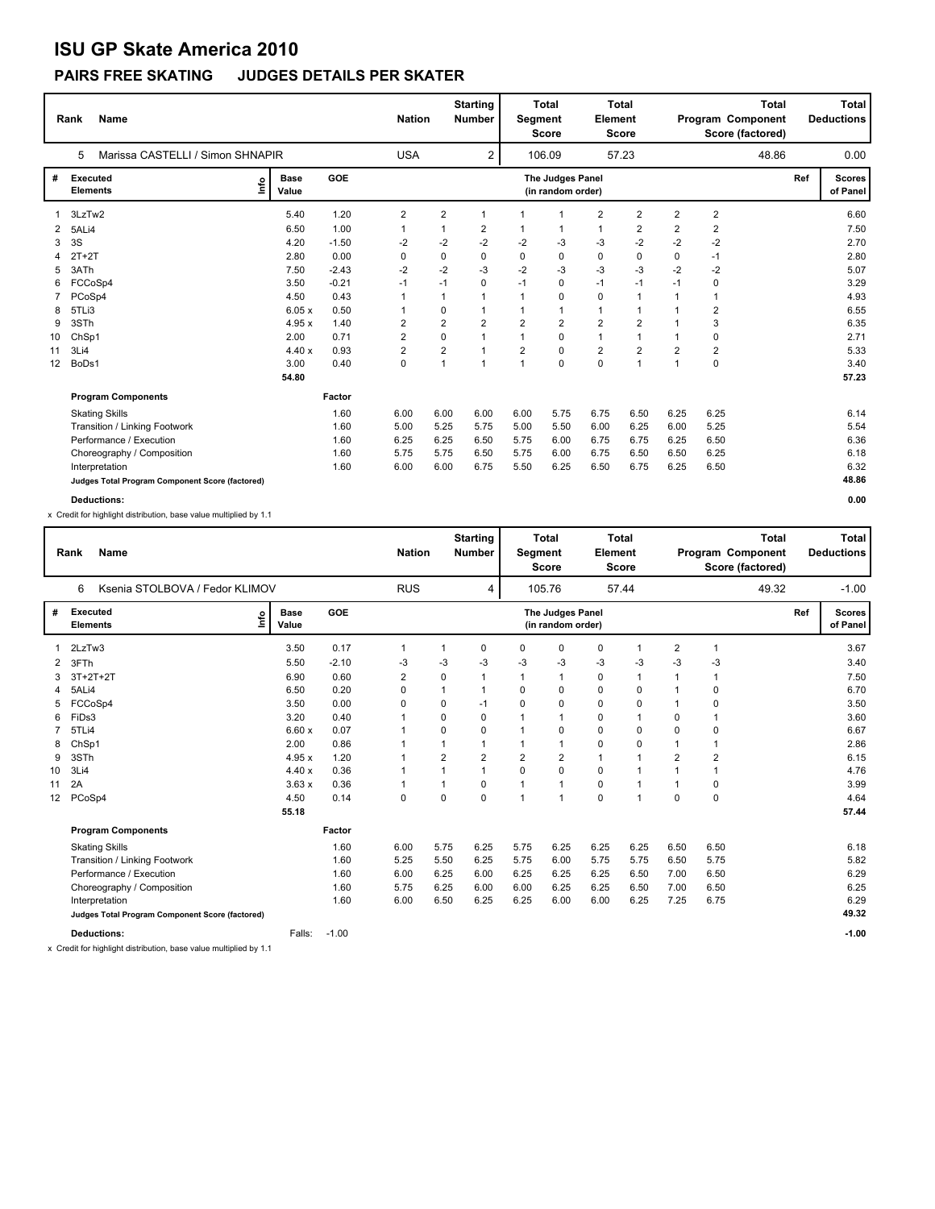# ISU GP Skate America 2010

## PAIRS FREE SKATING JUDGES DETAILS PER SKATER

| Rank | Name | Nation | Starting Number | Total Segment Score | Total Element Score | Total Program Component Score (factored) | Total Deductions |
|---|---|---|---|---|---|---|---|
| 5 | Marissa CASTELLI / Simon SHNAPIR | USA | 2 | 106.09 | 57.23 | 48.86 | 0.00 |

| # | Executed Elements | Info | Base Value | GOE | J1 | J2 | J3 | J4 | J5 | J6 | J7 | J8 | J9 | Ref | Scores of Panel |
|---|---|---|---|---|---|---|---|---|---|---|---|---|---|---|---|
| 1 | 3LzTw2 | | 5.40 | 1.20 | 2 | 2 | 1 | 1 | 1 | 2 | 2 | 2 | 2 | | 6.60 |
| 2 | 5ALi4 | | 6.50 | 1.00 | 1 | 1 | 2 | 1 | 1 | 1 | 2 | 2 | 2 | | 7.50 |
| 3 | 3S | | 4.20 | -1.50 | -2 | -2 | -2 | -2 | -3 | -3 | -2 | -2 | -2 | | 2.70 |
| 4 | 2T+2T | | 2.80 | 0.00 | 0 | 0 | 0 | 0 | 0 | 0 | 0 | 0 | -1 | | 2.80 |
| 5 | 3ATh | | 7.50 | -2.43 | -2 | -2 | -3 | -2 | -3 | -3 | -3 | -2 | -2 | | 5.07 |
| 6 | FCCoSp4 | | 3.50 | -0.21 | -1 | -1 | 0 | -1 | 0 | -1 | -1 | -1 | 0 | | 3.29 |
| 7 | PCoSp4 | | 4.50 | 0.43 | 1 | 1 | 1 | 1 | 0 | 0 | 1 | 1 | 1 | | 4.93 |
| 8 | 5TLi3 | | 6.05 x | 0.50 | 1 | 0 | 1 | 1 | 1 | 1 | 1 | 1 | 2 | | 6.55 |
| 9 | 3STh | | 4.95 x | 1.40 | 2 | 2 | 2 | 2 | 2 | 2 | 2 | 1 | 3 | | 6.35 |
| 10 | ChSp1 | | 2.00 | 0.71 | 2 | 0 | 1 | 1 | 0 | 1 | 1 | 1 | 0 | | 2.71 |
| 11 | 3Li4 | | 4.40 x | 0.93 | 2 | 2 | 1 | 2 | 0 | 2 | 2 | 2 | 2 | | 5.33 |
| 12 | BoDs1 | | 3.00 | 0.40 | 0 | 1 | 1 | 1 | 0 | 0 | 1 | 1 | 0 | | 3.40 |
| | | | 54.80 | | | | | | | | | | | | 57.23 |

| Program Components | Factor | J1 | J2 | J3 | J4 | J5 | J6 | J7 | J8 | J9 | Scores of Panel |
|---|---|---|---|---|---|---|---|---|---|---|---|
| Skating Skills | 1.60 | 6.00 | 6.00 | 6.00 | 6.00 | 5.75 | 6.75 | 6.50 | 6.25 | 6.25 | 6.14 |
| Transition / Linking Footwork | 1.60 | 5.00 | 5.25 | 5.75 | 5.00 | 5.50 | 6.00 | 6.25 | 6.00 | 5.25 | 5.54 |
| Performance / Execution | 1.60 | 6.25 | 6.25 | 6.50 | 5.75 | 6.00 | 6.75 | 6.75 | 6.25 | 6.50 | 6.36 |
| Choreography / Composition | 1.60 | 5.75 | 5.75 | 6.50 | 5.75 | 6.00 | 6.75 | 6.50 | 6.50 | 6.25 | 6.18 |
| Interpretation | 1.60 | 6.00 | 6.00 | 6.75 | 5.50 | 6.25 | 6.50 | 6.75 | 6.25 | 6.50 | 6.32 |
| **Judges Total Program Component Score (factored)** | | | | | | | | | | | 48.86 |
| **Deductions:** | | | | | | | | | | | 0.00 |

x Credit for highlight distribution, base value multiplied by 1.1

| Rank | Name | Nation | Starting Number | Total Segment Score | Total Element Score | Total Program Component Score (factored) | Total Deductions |
|---|---|---|---|---|---|---|---|
| 6 | Ksenia STOLBOVA / Fedor KLIMOV | RUS | 4 | 105.76 | 57.44 | 49.32 | -1.00 |

| # | Executed Elements | Info | Base Value | GOE | J1 | J2 | J3 | J4 | J5 | J6 | J7 | J8 | J9 | Ref | Scores of Panel |
|---|---|---|---|---|---|---|---|---|---|---|---|---|---|---|---|
| 1 | 2LzTw3 | | 3.50 | 0.17 | 1 | 1 | 0 | 0 | 0 | 0 | 1 | 2 | 1 | | 3.67 |
| 2 | 3FTh | | 5.50 | -2.10 | -3 | -3 | -3 | -3 | -3 | -3 | -3 | -3 | -3 | | 3.40 |
| 3 | 3T+2T+2T | | 6.90 | 0.60 | 2 | 0 | 1 | 1 | 1 | 0 | 1 | 1 | 1 | | 7.50 |
| 4 | 5ALi4 | | 6.50 | 0.20 | 0 | 1 | 1 | 0 | 0 | 0 | 0 | 1 | 0 | | 6.70 |
| 5 | FCCoSp4 | | 3.50 | 0.00 | 0 | 0 | -1 | 0 | 0 | 0 | 0 | 1 | 0 | | 3.50 |
| 6 | FiDs3 | | 3.20 | 0.40 | 1 | 0 | 0 | 1 | 1 | 0 | 1 | 0 | 1 | | 3.60 |
| 7 | 5TLi4 | | 6.60 x | 0.07 | 1 | 0 | 0 | 1 | 0 | 0 | 0 | 0 | 0 | | 6.67 |
| 8 | ChSp1 | | 2.00 | 0.86 | 1 | 1 | 1 | 1 | 1 | 0 | 0 | 1 | 1 | | 2.86 |
| 9 | 3STh | | 4.95 x | 1.20 | 1 | 2 | 2 | 2 | 2 | 1 | 1 | 2 | 2 | | 6.15 |
| 10 | 3Li4 | | 4.40 x | 0.36 | 1 | 1 | 1 | 0 | 0 | 0 | 1 | 1 | 1 | | 4.76 |
| 11 | 2A | | 3.63 x | 0.36 | 1 | 1 | 0 | 1 | 1 | 0 | 1 | 1 | 0 | | 3.99 |
| 12 | PCoSp4 | | 4.50 | 0.14 | 0 | 0 | 0 | 1 | 1 | 0 | 1 | 0 | 0 | | 4.64 |
| | | | 55.18 | | | | | | | | | | | | 57.44 |

| Program Components | Factor | J1 | J2 | J3 | J4 | J5 | J6 | J7 | J8 | J9 | Scores of Panel |
|---|---|---|---|---|---|---|---|---|---|---|---|
| Skating Skills | 1.60 | 6.00 | 5.75 | 6.25 | 5.75 | 6.25 | 6.25 | 6.25 | 6.50 | 6.50 | 6.18 |
| Transition / Linking Footwork | 1.60 | 5.25 | 5.50 | 6.25 | 5.75 | 6.00 | 5.75 | 5.75 | 6.50 | 5.75 | 5.82 |
| Performance / Execution | 1.60 | 6.00 | 6.25 | 6.00 | 6.25 | 6.25 | 6.25 | 6.50 | 7.00 | 6.50 | 6.29 |
| Choreography / Composition | 1.60 | 5.75 | 6.25 | 6.00 | 6.00 | 6.25 | 6.25 | 6.50 | 7.00 | 6.50 | 6.25 |
| Interpretation | 1.60 | 6.00 | 6.50 | 6.25 | 6.25 | 6.00 | 6.00 | 6.25 | 7.25 | 6.75 | 6.29 |
| **Judges Total Program Component Score (factored)** | | | | | | | | | | | 49.32 |
| **Deductions:** Falls: -1.00 | | | | | | | | | | | -1.00 |

x Credit for highlight distribution, base value multiplied by 1.1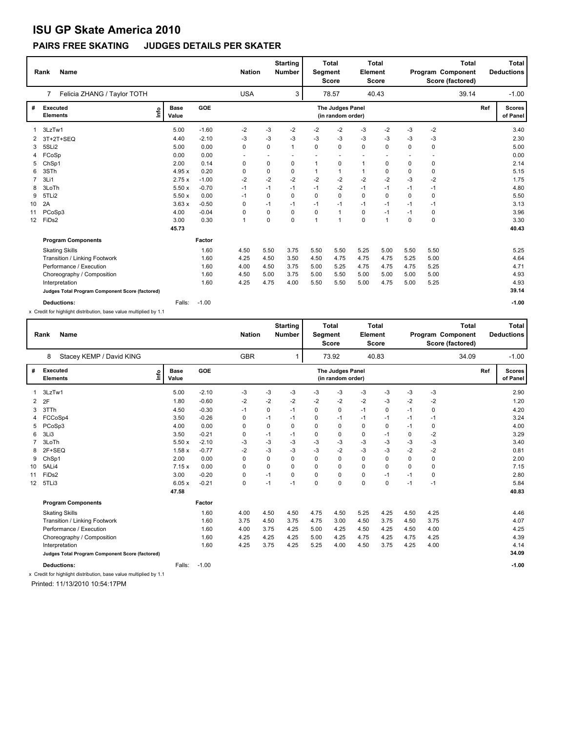# ISU GP Skate America 2010

## PAIRS FREE SKATING JUDGES DETAILS PER SKATER

| Rank | Name | Nation | Starting Number | Total Segment Score | Total Element Score | Total Program Component Score (factored) | Total Deductions |
|---|---|---|---|---|---|---|---|
| 7 | Felicia ZHANG / Taylor TOTH | USA | 3 | 78.57 | 40.43 | 39.14 | -1.00 |

| # | Executed Elements | Info | Base Value | GOE | J1 | J2 | J3 | J4 | J5 | J6 | J7 | J8 | J9 | Ref | Scores of Panel |
|---|---|---|---|---|---|---|---|---|---|---|---|---|---|---|---|
| 1 | 3LzTw1 | | 5.00 | -1.60 | -2 | -3 | -2 | -2 | -2 | -3 | -2 | -3 | -2 | | 3.40 |
| 2 | 3T+2T+SEQ | | 4.40 | -2.10 | -3 | -3 | -3 | -3 | -3 | -3 | -3 | -3 | -3 | | 2.30 |
| 3 | 5SLi2 | | 5.00 | 0.00 | 0 | 0 | 1 | 0 | 0 | 0 | 0 | 0 | 0 | | 5.00 |
| 4 | FCoSp | | 0.00 | 0.00 | - | - | - | - | - | - | - | - | - | | 0.00 |
| 5 | ChSp1 | | 2.00 | 0.14 | 0 | 0 | 0 | 1 | 0 | 1 | 0 | 0 | 0 | | 2.14 |
| 6 | 3STh | | 4.95 x | 0.20 | 0 | 0 | 0 | 1 | 1 | 1 | 0 | 0 | 0 | | 5.15 |
| 7 | 3Li1 | | 2.75 x | -1.00 | -2 | -2 | -2 | -2 | -2 | -2 | -2 | -3 | -2 | | 1.75 |
| 8 | 3LoTh | | 5.50 x | -0.70 | -1 | -1 | -1 | -1 | -2 | -1 | -1 | -1 | -1 | | 4.80 |
| 9 | 5TLi2 | | 5.50 x | 0.00 | -1 | 0 | 0 | 0 | 0 | 0 | 0 | 0 | 0 | | 5.50 |
| 10 | 2A | | 3.63 x | -0.50 | 0 | -1 | -1 | -1 | -1 | -1 | -1 | -1 | -1 | | 3.13 |
| 11 | PCoSp3 | | 4.00 | -0.04 | 0 | 0 | 0 | 0 | 1 | 0 | -1 | -1 | 0 | | 3.96 |
| 12 | FiDs2 | | 3.00 | 0.30 | 1 | 0 | 0 | 1 | 1 | 0 | 1 | 0 | 0 | | 3.30 |
| | | | 45.73 | | | | | | | | | | | | 40.43 |

| Program Components | Factor | J1 | J2 | J3 | J4 | J5 | J6 | J7 | J8 | J9 | Scores of Panel |
|---|---|---|---|---|---|---|---|---|---|---|---|
| Skating Skills | 1.60 | 4.50 | 5.50 | 3.75 | 5.50 | 5.50 | 5.25 | 5.00 | 5.50 | 5.50 | 5.25 |
| Transition / Linking Footwork | 1.60 | 4.25 | 4.50 | 3.50 | 4.50 | 4.75 | 4.75 | 4.75 | 5.25 | 5.00 | 4.64 |
| Performance / Execution | 1.60 | 4.00 | 4.50 | 3.75 | 5.00 | 5.25 | 4.75 | 4.75 | 4.75 | 5.25 | 4.71 |
| Choreography / Composition | 1.60 | 4.50 | 5.00 | 3.75 | 5.00 | 5.50 | 5.00 | 5.00 | 5.00 | 5.00 | 4.93 |
| Interpretation | 1.60 | 4.25 | 4.75 | 4.00 | 5.50 | 5.50 | 5.00 | 4.75 | 5.00 | 5.25 | 4.93 |
| Judges Total Program Component Score (factored) | | | | | | | | | | | 39.14 |

**Deductions:** Falls: -1.00 **-1.00**

x Credit for highlight distribution, base value multiplied by 1.1

| Rank | Name | Nation | Starting Number | Total Segment Score | Total Element Score | Total Program Component Score (factored) | Total Deductions |
|---|---|---|---|---|---|---|---|
| 8 | Stacey KEMP / David KING | GBR | 1 | 73.92 | 40.83 | 34.09 | -1.00 |

| # | Executed Elements | Info | Base Value | GOE | J1 | J2 | J3 | J4 | J5 | J6 | J7 | J8 | J9 | Ref | Scores of Panel |
|---|---|---|---|---|---|---|---|---|---|---|---|---|---|---|---|
| 1 | 3LzTw1 | | 5.00 | -2.10 | -3 | -3 | -3 | -3 | -3 | -3 | -3 | -3 | -3 | | 2.90 |
| 2 | 2F | | 1.80 | -0.60 | -2 | -2 | -2 | -2 | -2 | -2 | -3 | -2 | -2 | | 1.20 |
| 3 | 3TTh | | 4.50 | -0.30 | -1 | 0 | -1 | 0 | 0 | -1 | 0 | -1 | 0 | | 4.20 |
| 4 | FCCoSp4 | | 3.50 | -0.26 | 0 | -1 | -1 | 0 | -1 | -1 | -1 | -1 | -1 | | 3.24 |
| 5 | PCoSp3 | | 4.00 | 0.00 | 0 | 0 | 0 | 0 | 0 | 0 | 0 | -1 | 0 | | 4.00 |
| 6 | 3Li3 | | 3.50 | -0.21 | 0 | -1 | -1 | 0 | 0 | 0 | -1 | 0 | -2 | | 3.29 |
| 7 | 3LoTh | | 5.50 x | -2.10 | -3 | -3 | -3 | -3 | -3 | -3 | -3 | -3 | -3 | | 3.40 |
| 8 | 2F+SEQ | | 1.58 x | -0.77 | -2 | -3 | -3 | -3 | -2 | -3 | -3 | -2 | -2 | | 0.81 |
| 9 | ChSp1 | | 2.00 | 0.00 | 0 | 0 | 0 | 0 | 0 | 0 | 0 | 0 | 0 | | 2.00 |
| 10 | 5ALi4 | | 7.15 x | 0.00 | 0 | 0 | 0 | 0 | 0 | 0 | 0 | 0 | 0 | | 7.15 |
| 11 | FiDs2 | | 3.00 | -0.20 | 0 | -1 | 0 | 0 | 0 | 0 | -1 | -1 | 0 | | 2.80 |
| 12 | 5TLi3 | | 6.05 x | -0.21 | 0 | -1 | -1 | 0 | 0 | 0 | 0 | -1 | -1 | | 5.84 |
| | | | 47.58 | | | | | | | | | | | | 40.83 |

| Program Components | Factor | J1 | J2 | J3 | J4 | J5 | J6 | J7 | J8 | J9 | Scores of Panel |
|---|---|---|---|---|---|---|---|---|---|---|---|
| Skating Skills | 1.60 | 4.00 | 4.50 | 4.50 | 4.75 | 4.50 | 5.25 | 4.25 | 4.50 | 4.25 | 4.46 |
| Transition / Linking Footwork | 1.60 | 3.75 | 4.50 | 3.75 | 4.75 | 3.00 | 4.50 | 3.75 | 4.50 | 3.75 | 4.07 |
| Performance / Execution | 1.60 | 4.00 | 3.75 | 4.25 | 5.00 | 4.25 | 4.50 | 4.25 | 4.50 | 4.00 | 4.25 |
| Choreography / Composition | 1.60 | 4.25 | 4.25 | 4.25 | 5.00 | 4.25 | 4.75 | 4.25 | 4.75 | 4.25 | 4.39 |
| Interpretation | 1.60 | 4.25 | 3.75 | 4.25 | 5.25 | 4.00 | 4.50 | 3.75 | 4.25 | 4.00 | 4.14 |
| Judges Total Program Component Score (factored) | | | | | | | | | | | 34.09 |

**Deductions:** Falls: -1.00 **-1.00**

x Credit for highlight distribution, base value multiplied by 1.1

Printed: 11/13/2010 10:54:17PM